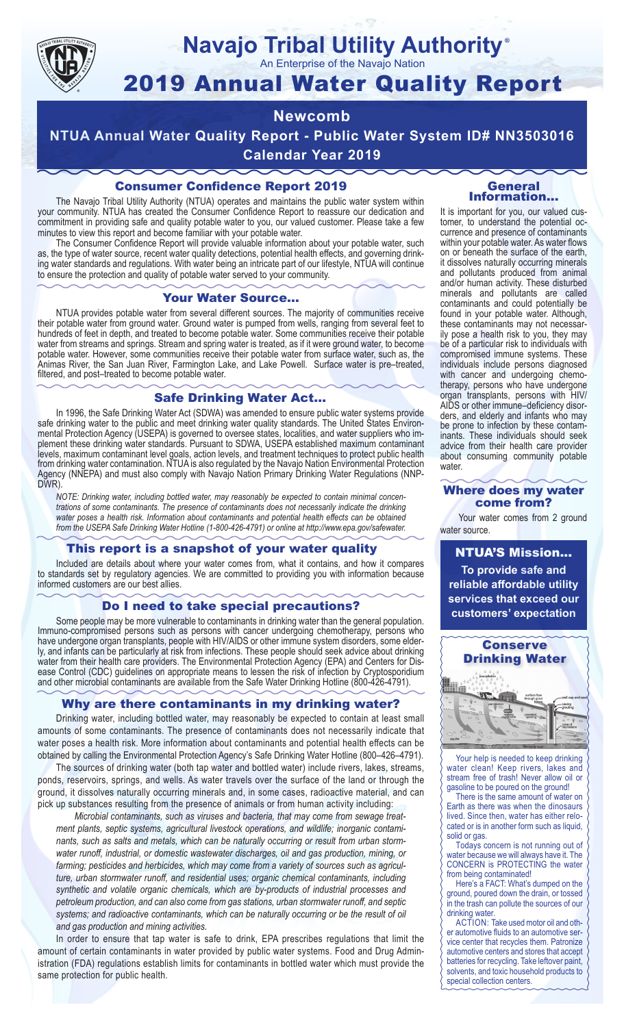# Navajo Tribal Utility Authority®

An Enterprise of the Navajo Nation

# 2019 Annual Water Quality Report

## Newcomb

## NTUA Annual Water Quality Report - Public Water System ID# NN3503016

## Calendar Year 2019

### Consumer Confidence Report 2019

The Navajo Tribal Utility Authority (NTUA) operates and maintains the public water system within your community. NTUA has created the Consumer Confidence Report to reassure our dedication and commitment in providing safe and quality potable water to you, our valued customer. Please take a few minutes to view this report and become familiar with your potable water.

The Consumer Confidence Report will provide valuable information about your potable water, such as, the type of water source, recent water quality detections, potential health effects, and governing drinking water standards and regulations. With water being an intricate part of our lifestyle, NTUA will continue to ensure the protection and quality of potable water served to your community.

### Your Water Source…

NTUA provides potable water from several different sources. The majority of communities receive their potable water from ground water. Ground water is pumped from wells, ranging from several feet to hundreds of feet in depth, and treated to become potable water. Some communities receive their potable water from streams and springs. Stream and spring water is treated, as if it were ground water, to become potable water. However, some communities receive their potable water from surface water, such as, the Animas River, the San Juan River, Farmington Lake, and Lake Powell. Surface water is pre–treated, filtered, and post–treated to become potable water.

### Safe Drinking Water Act…

In 1996, the Safe Drinking Water Act (SDWA) was amended to ensure public water systems provide safe drinking water to the public and meet drinking water quality standards. The United States Environmental Protection Agency (USEPA) is governed to oversee states, localities, and water suppliers who implement these drinking water standards. Pursuant to SDWA, USEPA established maximum contaminant levels, maximum contaminant level goals, action levels, and treatment techniques to protect public health from drinking water contamination. NTUA is also regulated by the Navajo Nation Environmental Protection Agency (NNEPA) and must also comply with Navajo Nation Primary Drinking Water Regulations (NNPDWR).

*NOTE: Drinking water, including bottled water, may reasonably be expected to contain minimal concentrations of some contaminants. The presence of contaminants does not necessarily indicate the drinking water poses a health risk. Information about contaminants and potential health effects can be obtained from the USEPA Safe Drinking Water Hotline (1-800-426-4791) or online at http://www.epa.gov/safewater.*

### This report is a snapshot of your water quality

Included are details about where your water comes from, what it contains, and how it compares to standards set by regulatory agencies. We are committed to providing you with information because informed customers are our best allies.

### Do I need to take special precautions?

Some people may be more vulnerable to contaminants in drinking water than the general population. Immuno-compromised persons such as persons with cancer undergoing chemotherapy, persons who have undergone organ transplants, people with HIV/AIDS or other immune system disorders, some elderly, and infants can be particularly at risk from infections. These people should seek advice about drinking water from their health care providers. The Environmental Protection Agency (EPA) and Centers for Disease Control (CDC) guidelines on appropriate means to lessen the risk of infection by Cryptosporidium and other other microbial contaminants are available from the Safe Water Drinking Hotline (800-426-4791).

### Why are there contaminants in my drinking water?

Drinking water, including bottled water, may reasonably be expected to contain at least small amounts of some contaminants. The presence of contaminants does not necessarily indicate that water poses a health risk. More information about contaminants and potential health effects can be obtained by calling the Environmental Protection Agency's Safe Drinking Water Hotline (800–426–4791).

The sources of drinking water (both tap water and bottled water) include rivers, lakes, streams, ponds, reservoirs, springs, and wells. As water travels over the surface of the land or through the ground, it dissolves naturally occurring minerals and, in some cases, radioactive material, and can pick up substances resulting from the presence of animals or from human activity including:

*Microbial contaminants, such as viruses and bacteria, that may come from sewage treatment plants, septic systems, agricultural livestock operations, and wildlife; inorganic contaminants, such as salts and metals, which can be naturally occurring or result from urban stormwater runoff, industrial, or domestic wastewater discharges, oil and gas production, mining, or farming; pesticides and herbicides, which may come from a variety of sources such as agriculture, urban stormwater runoff, and residential uses; organic chemical contaminants, including synthetic and volatile organic chemicals, which are by-products of industrial processes and petroleum production, and can also come from gas stations, urban stormwater runoff, and septic systems; and radioactive contaminants, which can be naturally occurring or be the result of oil and gas production and mining activities.*

In order to ensure that tap water is safe to drink, EPA prescribes regulations that limit the amount of certain contaminants in water provided by public water systems. Food and Drug Administration (FDA) regulations establish limits for contaminants in bottled water which must provide the same protection for public health.

### General Information…

It is important for you, our valued customer, to understand the potential occurrence and presence of contaminants within your potable water. As water flows on or beneath the surface of the earth, it dissolves naturally occurring minerals and pollutants produced from animal and/or human activity. These disturbed minerals and pollutants are called contaminants and could potentially be found in your potable water. Although, these contaminants may not necessarily pose a health risk to you, they may be of a particular risk to individuals with compromised immune systems. These individuals include persons diagnosed with cancer and undergoing chemotherapy, persons who have undergone organ transplants, persons with HIV/AIDS or other immune–deficiency disorders, and elderly and infants who may be prone to infection by these contaminants. These individuals should seek advice from their health care provider about consuming community potable water.

### Where does my water come from?

Your water comes from 2 ground water source.

### NTUA'S Mission…

**To provide safe and reliable affordable utility services that exceed our customers' expectation**

### Conserve Drinking Water

Your help is needed to keep drinking water clean! Keep rivers, lakes and stream free of trash! Never allow oil or gasoline to be poured on the ground!

There is the same amount of water on Earth as there was when the dinosaurs lived. Since then, water has either relocated or is in another form such as liquid, solid or gas.

Todays concern is not running out of water because we will always have it. The CONCERN is PROTECTING the water from being contaminated!

Here's a FACT: What's dumped on the ground, poured down the drain, or tossed in the trash can pollute the sources of our drinking water.

ACTION: Take used motor oil and other automotive fluids to an automotive service center that recycles them. Patronize automotive centers and stores that accept batteries for recycling. Take leftover paint, solvents, and toxic household products to special collection centers.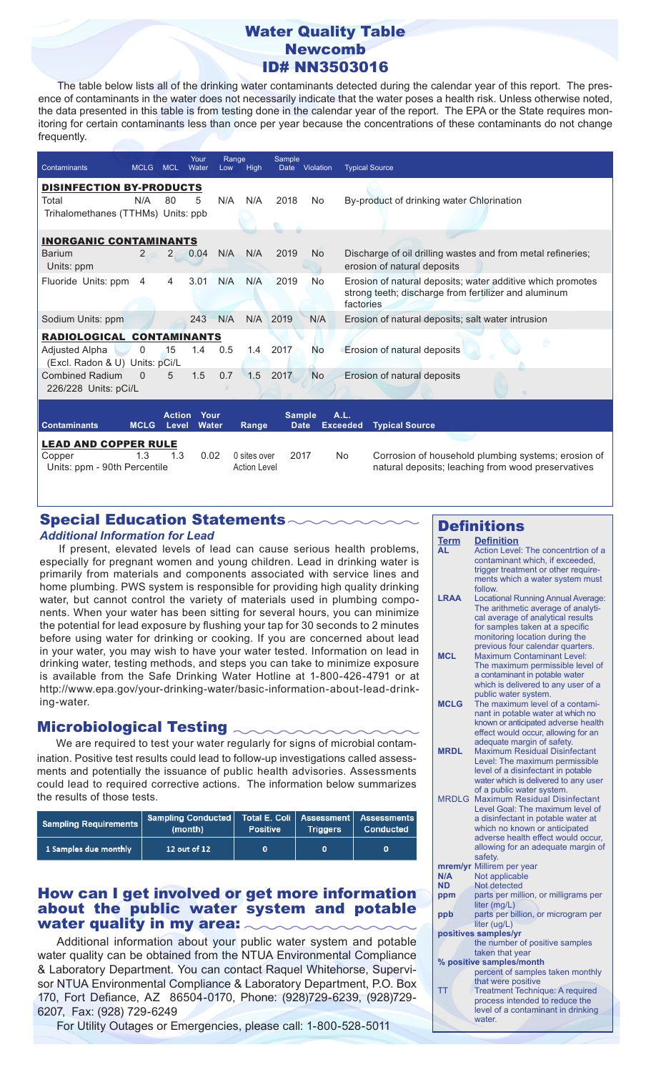# Water Quality Table
# Newcomb
# ID# NN3503016

The table below lists all of the drinking water contaminants detected during the calendar year of this report. The presence of contaminants in the water does not necessarily indicate that the water poses a health risk. Unless otherwise noted, the data presented in this table is from testing done in the calendar year of the report. The EPA or the State requires monitoring for certain contaminants less than once per year because the concentrations of these contaminants do not change frequently.

| Contaminants | MCLG | MCL | Your Water | Range Low | Range High | Sample Date | Violation | Typical Source |
|---|---|---|---|---|---|---|---|---|
| **DISINFECTION BY-PRODUCTS** | | | | | | | | |
| Total Trihalomethanes (TTHMs) Units: ppb | N/A | 80 | 5 | N/A | N/A | 2018 | No | By-product of drinking water Chlorination |
| **INORGANIC CONTAMINANTS** | | | | | | | | |
| Barium Units: ppm | 2 | 2 | 0.04 | N/A | N/A | 2019 | No | Discharge of oil drilling wastes and from metal refineries; erosion of natural deposits |
| Fluoride Units: ppm | 4 | 4 | 3.01 | N/A | N/A | 2019 | No | Erosion of natural deposits; water additive which promotes strong teeth; discharge from fertilizer and aluminum factories |
| Sodium Units: ppm | | | 243 | N/A | N/A | 2019 | N/A | Erosion of natural deposits; salt water intrusion |
| **RADIOLOGICAL CONTAMINANTS** | | | | | | | | |
| Adjusted Alpha (Excl. Radon & U) Units: pCi/L | 0 | 15 | 1.4 | 0.5 | 1.4 | 2017 | No | Erosion of natural deposits |
| Combined Radium 226/228 Units: pCi/L | 0 | 5 | 1.5 | 0.7 | 1.5 | 2017 | No | Erosion of natural deposits |

| Contaminants | MCLG | Action Level | Your Water | Range | Sample Date | A.L. Exceeded | Typical Source |
|---|---|---|---|---|---|---|---|
| **LEAD AND COPPER RULE** | | | | | | | |
| Copper Units: ppm - 90th Percentile | 1.3 | 1.3 | 0.02 | 0 sites over Action Level | 2017 | No | Corrosion of household plumbing systems; erosion of natural deposits; leaching from wood preservatives |

## Special Education Statements

### *Additional Information for Lead*

If present, elevated levels of lead can cause serious health problems, especially for pregnant women and young children. Lead in drinking water is primarily from materials and components associated with service lines and home plumbing. PWS system is responsible for providing high quality drinking water, but cannot control the variety of materials used in plumbing components. When your water has been sitting for several hours, you can minimize the potential for lead exposure by flushing your tap for 30 seconds to 2 minutes before using water for drinking or cooking. If you are concerned about lead in your water, you may wish to have your water tested. Information on lead in drinking water, testing methods, and steps you can take to minimize exposure is available from the Safe Drinking Water Hotline at 1-800-426-4791 or at http://www.epa.gov/your-drinking-water/basic-information-about-lead-drinking-water.

## Microbiological Testing

We are required to test your water regularly for signs of microbial contamination. Positive test results could lead to follow-up investigations called assessments and potentially the issuance of public health advisories. Assessments could lead to required corrective actions. The information below summarizes the results of those tests.

| Sampling Requirements | Sampling Conducted (month) | Total E. Coli Positive | Assessment Triggers | Assessments Conducted |
|---|---|---|---|---|
| 1 Samples due monthly | 12 out of 12 | 0 | 0 | 0 |

## How can I get involved or get more information about the public water system and potable water quality in my area:

Additional information about your public water system and potable water quality can be obtained from the NTUA Environmental Compliance & Laboratory Department. You can contact Raquel Whitehorse, Supervisor NTUA Environmental Compliance & Laboratory Department, P.O. Box 170, Fort Defiance, AZ 86504-0170, Phone: (928)729-6239, (928)729-6207, Fax: (928) 729-6249

For Utility Outages or Emergencies, please call: 1-800-528-5011

## Definitions

| Term | Definition |
|---|---|
| **AL** | Action Level: The concentrtion of a contaminant which, if exceeded, trigger treatment or other requirements which a water system must follow. |
| **LRAA** | Locational Running Annual Average: The arithmetic average of analytical results for samples taken at a specific monitoring location during the previous four calendar quarters. |
| **MCL** | Maximum Contaminant Level: The maximum permissible level of a contaminant in potable water which is delivered to any user of a public water system. |
| **MCLG** | The maximum level of a contaminant in potable water at which no known or anticipated adverse health effect would occur, allowing for an adequate margin of safety. |
| **MRDL** | Maximum Residual Disinfectant Level: The maximum permissible level of a disinfectant in potable water which is delivered to any user of a public water system. |
| **MRDLG** | Maximum Residual Disinfectant Level Goal: The maximum level of a disinfectant in potable water at which no known or anticipated adverse health effect would occur, allowing for an adequate margin of safety. |
| **mrem/yr** | Millirem per year |
| **N/A** | Not applicable |
| **ND** | Not detected |
| **ppm** | parts per million, or milligrams per liter (mg/L) |
| **ppb** | parts per billion, or microgram per liter (ug/L) |
| **positives samples/yr** | the number of positive samples taken that year |
| **% positive samples/month** | percent of samples taken monthly that were positive |
| **TT** | Treatment Technique: A required process intended to reduce the level of a contaminant in drinking water. |